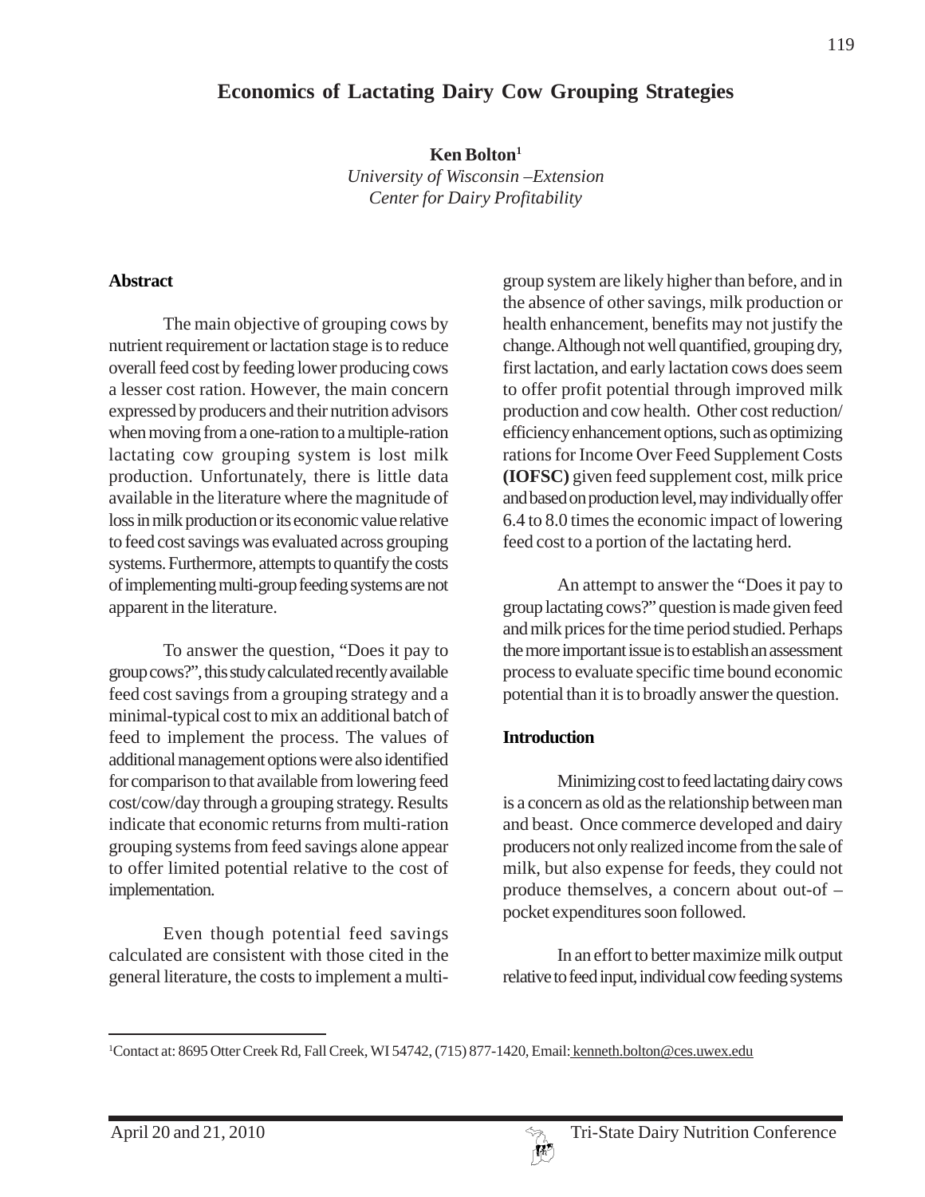# Economics of Lactating Dairy Cow Grouping Strategies

**Ken Bolton**[1]

*University of Wisconsin –Extension*
*Center for Dairy Profitability*

## Abstract

The main objective of grouping cows by nutrient requirement or lactation stage is to reduce overall feed cost by feeding lower producing cows a lesser cost ration. However, the main concern expressed by producers and their nutrition advisors when moving from a one-ration to a multiple-ration lactating cow grouping system is lost milk production. Unfortunately, there is little data available in the literature where the magnitude of loss in milk production or its economic value relative to feed cost savings was evaluated across grouping systems. Furthermore, attempts to quantify the costs of implementing multi-group feeding systems are not apparent in the literature.

To answer the question, "Does it pay to group cows?", this study calculated recently available feed cost savings from a grouping strategy and a minimal-typical cost to mix an additional batch of feed to implement the process. The values of additional management options were also identified for comparison to that available from lowering feed cost/cow/day through a grouping strategy. Results indicate that economic returns from multi-ration grouping systems from feed savings alone appear to offer limited potential relative to the cost of implementation.

Even though potential feed savings calculated are consistent with those cited in the general literature, the costs to implement a multi-group system are likely higher than before, and in the absence of other savings, milk production or health enhancement, benefits may not justify the change. Although not well quantified, grouping dry, first lactation, and early lactation cows does seem to offer profit potential through improved milk production and cow health. Other cost reduction/efficiency enhancement options, such as optimizing rations for Income Over Feed Supplement Costs **(IOFSC)** given feed supplement cost, milk price and based on production level, may individually offer 6.4 to 8.0 times the economic impact of lowering feed cost to a portion of the lactating herd.

An attempt to answer the "Does it pay to group lactating cows?" question is made given feed and milk prices for the time period studied. Perhaps the more important issue is to establish an assessment process to evaluate specific time bound economic potential than it is to broadly answer the question.

## Introduction

Minimizing cost to feed lactating dairy cows is a concern as old as the relationship between man and beast. Once commerce developed and dairy producers not only realized income from the sale of milk, but also expense for feeds, they could not produce themselves, a concern about out-of – pocket expenditures soon followed.

In an effort to better maximize milk output relative to feed input, individual cow feeding systems

---

[1]Contact at: 8695 Otter Creek Rd, Fall Creek, WI 54742, (715) 877-1420, Email: kenneth.bolton@ces.uwex.edu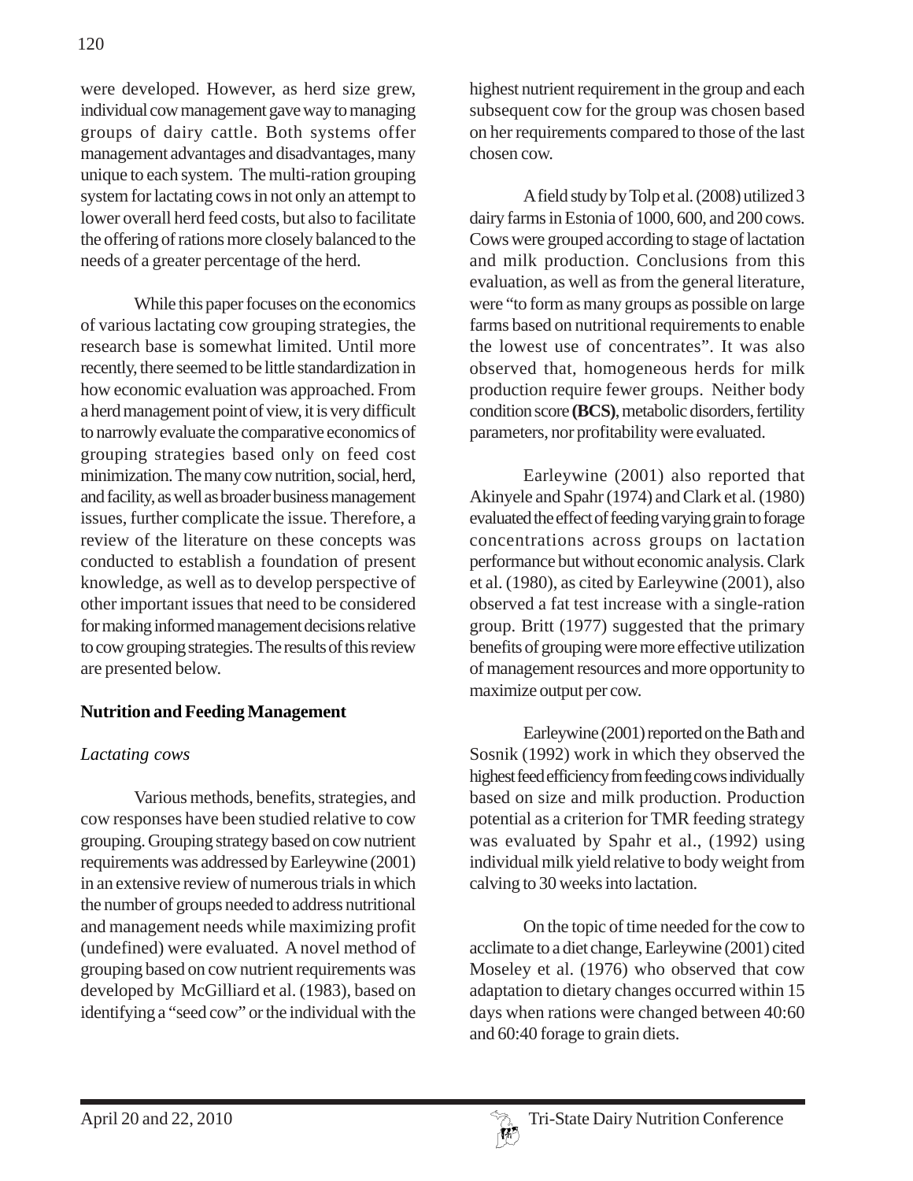were developed. However, as herd size grew, individual cow management gave way to managing groups of dairy cattle. Both systems offer management advantages and disadvantages, many unique to each system. The multi-ration grouping system for lactating cows in not only an attempt to lower overall herd feed costs, but also to facilitate the offering of rations more closely balanced to the needs of a greater percentage of the herd.

While this paper focuses on the economics of various lactating cow grouping strategies, the research base is somewhat limited. Until more recently, there seemed to be little standardization in how economic evaluation was approached. From a herd management point of view, it is very difficult to narrowly evaluate the comparative economics of grouping strategies based only on feed cost minimization. The many cow nutrition, social, herd, and facility, as well as broader business management issues, further complicate the issue. Therefore, a review of the literature on these concepts was conducted to establish a foundation of present knowledge, as well as to develop perspective of other important issues that need to be considered for making informed management decisions relative to cow grouping strategies. The results of this review are presented below.

## Nutrition and Feeding Management

### *Lactating cows*

Various methods, benefits, strategies, and cow responses have been studied relative to cow grouping. Grouping strategy based on cow nutrient requirements was addressed by Earleywine (2001) in an extensive review of numerous trials in which the number of groups needed to address nutritional and management needs while maximizing profit (undefined) were evaluated. A novel method of grouping based on cow nutrient requirements was developed by McGilliard et al. (1983), based on identifying a "seed cow" or the individual with the highest nutrient requirement in the group and each subsequent cow for the group was chosen based on her requirements compared to those of the last chosen cow.

A field study by Tolp et al. (2008) utilized 3 dairy farms in Estonia of 1000, 600, and 200 cows. Cows were grouped according to stage of lactation and milk production. Conclusions from this evaluation, as well as from the general literature, were "to form as many groups as possible on large farms based on nutritional requirements to enable the lowest use of concentrates". It was also observed that, homogeneous herds for milk production require fewer groups. Neither body condition score **(BCS)**, metabolic disorders, fertility parameters, nor profitability were evaluated.

Earleywine (2001) also reported that Akinyele and Spahr (1974) and Clark et al. (1980) evaluated the effect of feeding varying grain to forage concentrations across groups on lactation performance but without economic analysis. Clark et al. (1980), as cited by Earleywine (2001), also observed a fat test increase with a single-ration group. Britt (1977) suggested that the primary benefits of grouping were more effective utilization of management resources and more opportunity to maximize output per cow.

Earleywine (2001) reported on the Bath and Sosnik (1992) work in which they observed the highest feed efficiency from feeding cows individually based on size and milk production. Production potential as a criterion for TMR feeding strategy was evaluated by Spahr et al., (1992) using individual milk yield relative to body weight from calving to 30 weeks into lactation.

On the topic of time needed for the cow to acclimate to a diet change, Earleywine (2001) cited Moseley et al. (1976) who observed that cow adaptation to dietary changes occurred within 15 days when rations were changed between 40:60 and 60:40 forage to grain diets.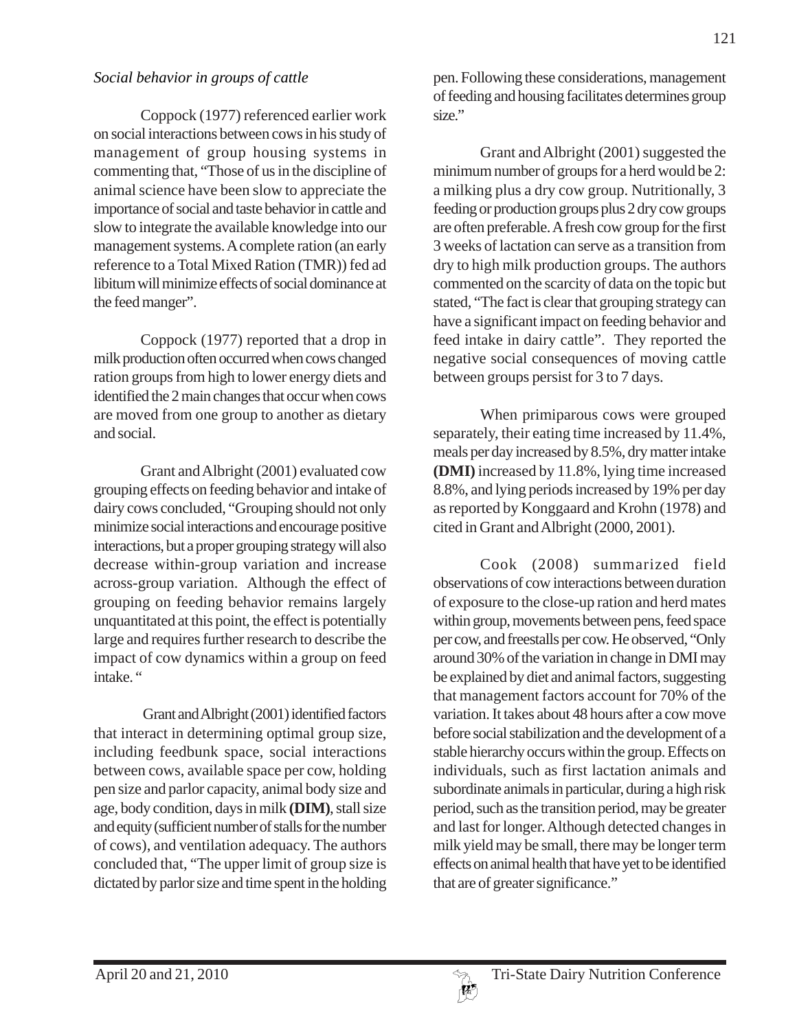*Social behavior in groups of cattle*

Coppock (1977) referenced earlier work on social interactions between cows in his study of management of group housing systems in commenting that, "Those of us in the discipline of animal science have been slow to appreciate the importance of social and taste behavior in cattle and slow to integrate the available knowledge into our management systems. A complete ration (an early reference to a Total Mixed Ration (TMR)) fed ad libitum will minimize effects of social dominance at the feed manger".

Coppock (1977) reported that a drop in milk production often occurred when cows changed ration groups from high to lower energy diets and identified the 2 main changes that occur when cows are moved from one group to another as dietary and social.

Grant and Albright (2001) evaluated cow grouping effects on feeding behavior and intake of dairy cows concluded, "Grouping should not only minimize social interactions and encourage positive interactions, but a proper grouping strategy will also decrease within-group variation and increase across-group variation. Although the effect of grouping on feeding behavior remains largely unquantitated at this point, the effect is potentially large and requires further research to describe the impact of cow dynamics within a group on feed intake. "

Grant and Albright (2001) identified factors that interact in determining optimal group size, including feedbunk space, social interactions between cows, available space per cow, holding pen size and parlor capacity, animal body size and age, body condition, days in milk **(DIM)**, stall size and equity (sufficient number of stalls for the number of cows), and ventilation adequacy. The authors concluded that, "The upper limit of group size is dictated by parlor size and time spent in the holding pen. Following these considerations, management of feeding and housing facilitates determines group size."

Grant and Albright (2001) suggested the minimum number of groups for a herd would be 2: a milking plus a dry cow group. Nutritionally, 3 feeding or production groups plus 2 dry cow groups are often preferable. A fresh cow group for the first 3 weeks of lactation can serve as a transition from dry to high milk production groups. The authors commented on the scarcity of data on the topic but stated, "The fact is clear that grouping strategy can have a significant impact on feeding behavior and feed intake in dairy cattle". They reported the negative social consequences of moving cattle between groups persist for 3 to 7 days.

When primiparous cows were grouped separately, their eating time increased by 11.4%, meals per day increased by 8.5%, dry matter intake **(DMI)** increased by 11.8%, lying time increased 8.8%, and lying periods increased by 19% per day as reported by Konggaard and Krohn (1978) and cited in Grant and Albright (2000, 2001).

Cook (2008) summarized field observations of cow interactions between duration of exposure to the close-up ration and herd mates within group, movements between pens, feed space per cow, and freestalls per cow. He observed, "Only around 30% of the variation in change in DMI may be explained by diet and animal factors, suggesting that management factors account for 70% of the variation. It takes about 48 hours after a cow move before social stabilization and the development of a stable hierarchy occurs within the group. Effects on individuals, such as first lactation animals and subordinate animals in particular, during a high risk period, such as the transition period, may be greater and last for longer. Although detected changes in milk yield may be small, there may be longer term effects on animal health that have yet to be identified that are of greater significance."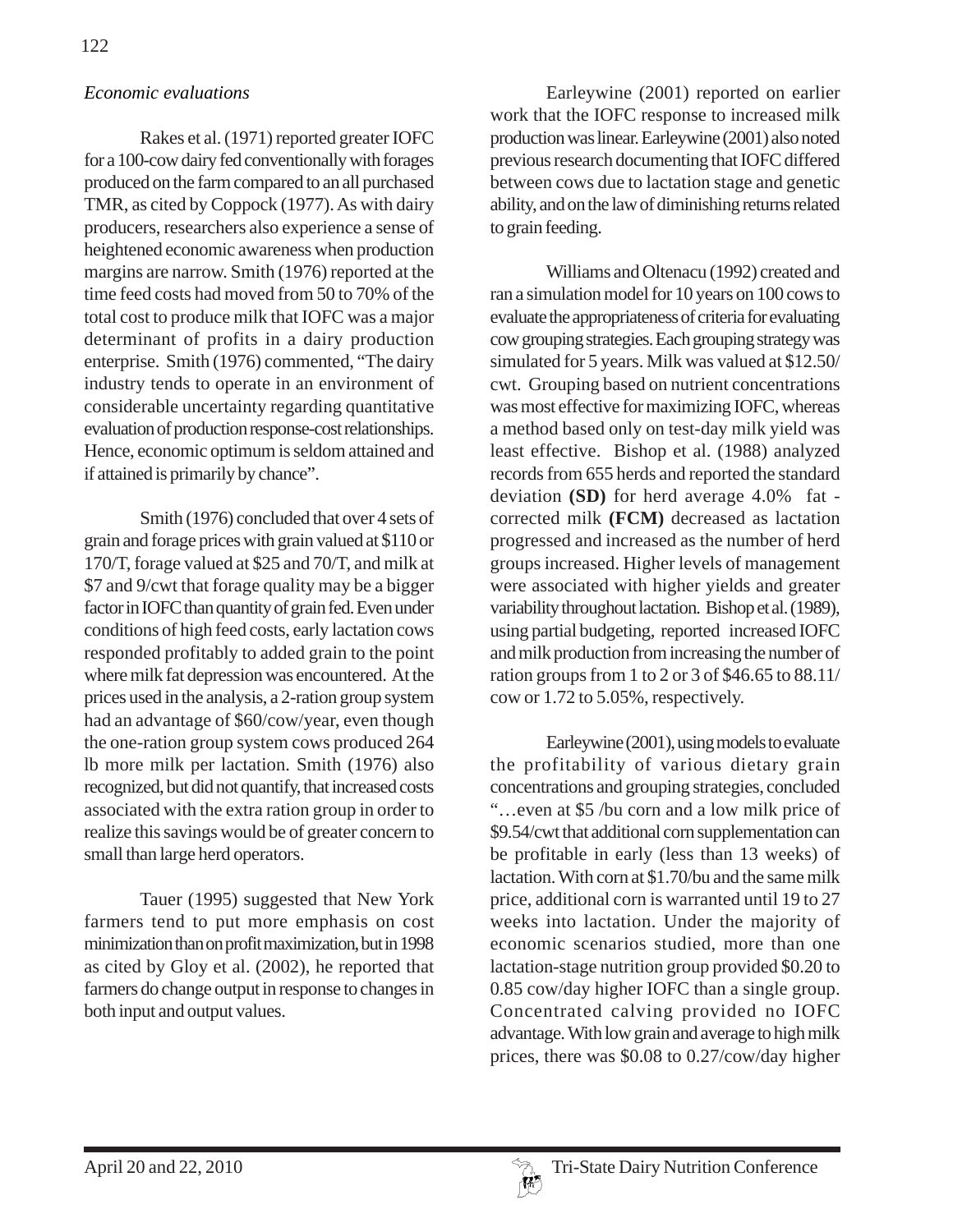*Economic evaluations*

Rakes et al. (1971) reported greater IOFC for a 100-cow dairy fed conventionally with forages produced on the farm compared to an all purchased TMR, as cited by Coppock (1977). As with dairy producers, researchers also experience a sense of heightened economic awareness when production margins are narrow. Smith (1976) reported at the time feed costs had moved from 50 to 70% of the total cost to produce milk that IOFC was a major determinant of profits in a dairy production enterprise. Smith (1976) commented, "The dairy industry tends to operate in an environment of considerable uncertainty regarding quantitative evaluation of production response-cost relationships. Hence, economic optimum is seldom attained and if attained is primarily by chance".

Smith (1976) concluded that over 4 sets of grain and forage prices with grain valued at $110 or 170/T, forage valued at $25 and 70/T, and milk at $7 and 9/cwt that forage quality may be a bigger factor in IOFC than quantity of grain fed. Even under conditions of high feed costs, early lactation cows responded profitably to added grain to the point where milk fat depression was encountered. At the prices used in the analysis, a 2-ration group system had an advantage of $60/cow/year, even though the one-ration group system cows produced 264 lb more milk per lactation. Smith (1976) also recognized, but did not quantify, that increased costs associated with the extra ration group in order to realize this savings would be of greater concern to small than large herd operators.

Tauer (1995) suggested that New York farmers tend to put more emphasis on cost minimization than on profit maximization, but in 1998 as cited by Gloy et al. (2002), he reported that farmers do change output in response to changes in both input and output values.

Earleywine (2001) reported on earlier work that the IOFC response to increased milk production was linear. Earleywine (2001) also noted previous research documenting that IOFC differed between cows due to lactation stage and genetic ability, and on the law of diminishing returns related to grain feeding.

Williams and Oltenacu (1992) created and ran a simulation model for 10 years on 100 cows to evaluate the appropriateness of criteria for evaluating cow grouping strategies. Each grouping strategy was simulated for 5 years. Milk was valued at $12.50/cwt. Grouping based on nutrient concentrations was most effective for maximizing IOFC, whereas a method based only on test-day milk yield was least effective. Bishop et al. (1988) analyzed records from 655 herds and reported the standard deviation **(SD)** for herd average 4.0% fat - corrected milk **(FCM)** decreased as lactation progressed and increased as the number of herd groups increased. Higher levels of management were associated with higher yields and greater variability throughout lactation. Bishop et al. (1989), using partial budgeting, reported increased IOFC and milk production from increasing the number of ration groups from 1 to 2 or 3 of $46.65 to 88.11/cow or 1.72 to 5.05%, respectively.

Earleywine (2001), using models to evaluate the profitability of various dietary grain concentrations and grouping strategies, concluded "…even at $5 /bu corn and a low milk price of $9.54/cwt that additional corn supplementation can be profitable in early (less than 13 weeks) of lactation. With corn at $1.70/bu and the same milk price, additional corn is warranted until 19 to 27 weeks into lactation. Under the majority of economic scenarios studied, more than one lactation-stage nutrition group provided $0.20 to 0.85 cow/day higher IOFC than a single group. Concentrated calving provided no IOFC advantage. With low grain and average to high milk prices, there was $0.08 to 0.27/cow/day higher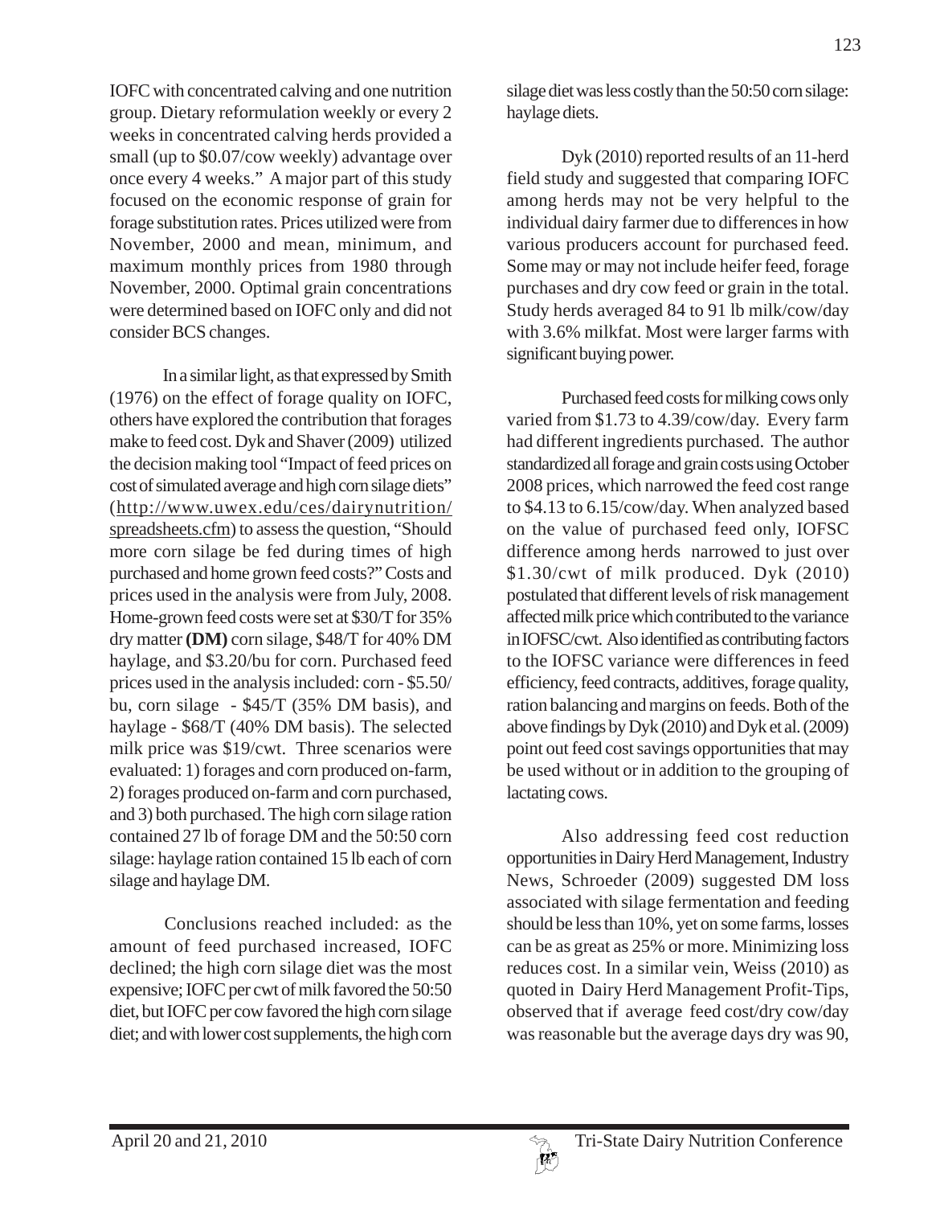IOFC with concentrated calving and one nutrition group. Dietary reformulation weekly or every 2 weeks in concentrated calving herds provided a small (up to $0.07/cow weekly) advantage over once every 4 weeks." A major part of this study focused on the economic response of grain for forage substitution rates. Prices utilized were from November, 2000 and mean, minimum, and maximum monthly prices from 1980 through November, 2000. Optimal grain concentrations were determined based on IOFC only and did not consider BCS changes.

In a similar light, as that expressed by Smith (1976) on the effect of forage quality on IOFC, others have explored the contribution that forages make to feed cost. Dyk and Shaver (2009) utilized the decision making tool "Impact of feed prices on cost of simulated average and high corn silage diets" (http://www.uwex.edu/ces/dairynutrition/spreadsheets.cfm) to assess the question, "Should more corn silage be fed during times of high purchased and home grown feed costs?" Costs and prices used in the analysis were from July, 2008. Home-grown feed costs were set at $30/T for 35% dry matter **(DM)** corn silage, $48/T for 40% DM haylage, and $3.20/bu for corn. Purchased feed prices used in the analysis included: corn - $5.50/bu, corn silage - $45/T (35% DM basis), and haylage - $68/T (40% DM basis). The selected milk price was $19/cwt. Three scenarios were evaluated: 1) forages and corn produced on-farm, 2) forages produced on-farm and corn purchased, and 3) both purchased. The high corn silage ration contained 27 lb of forage DM and the 50:50 corn silage: haylage ration contained 15 lb each of corn silage and haylage DM.

Conclusions reached included: as the amount of feed purchased increased, IOFC declined; the high corn silage diet was the most expensive; IOFC per cwt of milk favored the 50:50 diet, but IOFC per cow favored the high corn silage diet; and with lower cost supplements, the high corn silage diet was less costly than the 50:50 corn silage: haylage diets.

Dyk (2010) reported results of an 11-herd field study and suggested that comparing IOFC among herds may not be very helpful to the individual dairy farmer due to differences in how various producers account for purchased feed. Some may or may not include heifer feed, forage purchases and dry cow feed or grain in the total. Study herds averaged 84 to 91 lb milk/cow/day with 3.6% milkfat. Most were larger farms with significant buying power.

Purchased feed costs for milking cows only varied from $1.73 to 4.39/cow/day. Every farm had different ingredients purchased. The author standardized all forage and grain costs using October 2008 prices, which narrowed the feed cost range to $4.13 to 6.15/cow/day. When analyzed based on the value of purchased feed only, IOFSC difference among herds narrowed to just over $1.30/cwt of milk produced. Dyk (2010) postulated that different levels of risk management affected milk price which contributed to the variance in IOFSC/cwt. Also identified as contributing factors to the IOFSC variance were differences in feed efficiency, feed contracts, additives, forage quality, ration balancing and margins on feeds. Both of the above findings by Dyk (2010) and Dyk et al. (2009) point out feed cost savings opportunities that may be used without or in addition to the grouping of lactating cows.

Also addressing feed cost reduction opportunities in Dairy Herd Management, Industry News, Schroeder (2009) suggested DM loss associated with silage fermentation and feeding should be less than 10%, yet on some farms, losses can be as great as 25% or more. Minimizing loss reduces cost. In a similar vein, Weiss (2010) as quoted in Dairy Herd Management Profit-Tips, observed that if average feed cost/dry cow/day was reasonable but the average days dry was 90,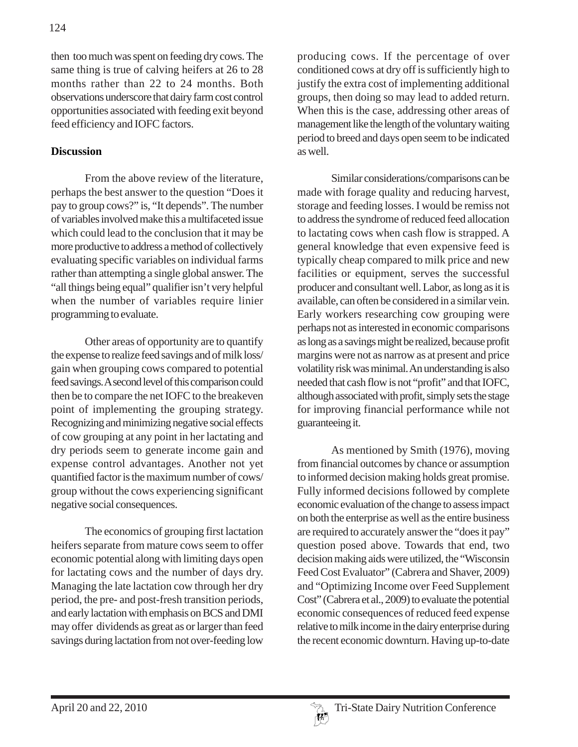then too much was spent on feeding dry cows. The same thing is true of calving heifers at 26 to 28 months rather than 22 to 24 months. Both observations underscore that dairy farm cost control opportunities associated with feeding exit beyond feed efficiency and IOFC factors.

## Discussion

From the above review of the literature, perhaps the best answer to the question "Does it pay to group cows?" is, "It depends". The number of variables involved make this a multifaceted issue which could lead to the conclusion that it may be more productive to address a method of collectively evaluating specific variables on individual farms rather than attempting a single global answer. The "all things being equal" qualifier isn't very helpful when the number of variables require linier programming to evaluate.

Other areas of opportunity are to quantify the expense to realize feed savings and of milk loss/gain when grouping cows compared to potential feed savings. A second level of this comparison could then be to compare the net IOFC to the breakeven point of implementing the grouping strategy. Recognizing and minimizing negative social effects of cow grouping at any point in her lactating and dry periods seem to generate income gain and expense control advantages. Another not yet quantified factor is the maximum number of cows/group without the cows experiencing significant negative social consequences.

The economics of grouping first lactation heifers separate from mature cows seem to offer economic potential along with limiting days open for lactating cows and the number of days dry. Managing the late lactation cow through her dry period, the pre- and post-fresh transition periods, and early lactation with emphasis on BCS and DMI may offer dividends as great as or larger than feed savings during lactation from not over-feeding low producing cows. If the percentage of over conditioned cows at dry off is sufficiently high to justify the extra cost of implementing additional groups, then doing so may lead to added return. When this is the case, addressing other areas of management like the length of the voluntary waiting period to breed and days open seem to be indicated as well.

Similar considerations/comparisons can be made with forage quality and reducing harvest, storage and feeding losses. I would be remiss not to address the syndrome of reduced feed allocation to lactating cows when cash flow is strapped. A general knowledge that even expensive feed is typically cheap compared to milk price and new facilities or equipment, serves the successful producer and consultant well. Labor, as long as it is available, can often be considered in a similar vein. Early workers researching cow grouping were perhaps not as interested in economic comparisons as long as a savings might be realized, because profit margins were not as narrow as at present and price volatility risk was minimal. An understanding is also needed that cash flow is not "profit" and that IOFC, although associated with profit, simply sets the stage for improving financial performance while not guaranteeing it.

As mentioned by Smith (1976), moving from financial outcomes by chance or assumption to informed decision making holds great promise. Fully informed decisions followed by complete economic evaluation of the change to assess impact on both the enterprise as well as the entire business are required to accurately answer the "does it pay" question posed above. Towards that end, two decision making aids were utilized, the "Wisconsin Feed Cost Evaluator" (Cabrera and Shaver, 2009) and "Optimizing Income over Feed Supplement Cost" (Cabrera et al., 2009) to evaluate the potential economic consequences of reduced feed expense relative to milk income in the dairy enterprise during the recent economic downturn. Having up-to-date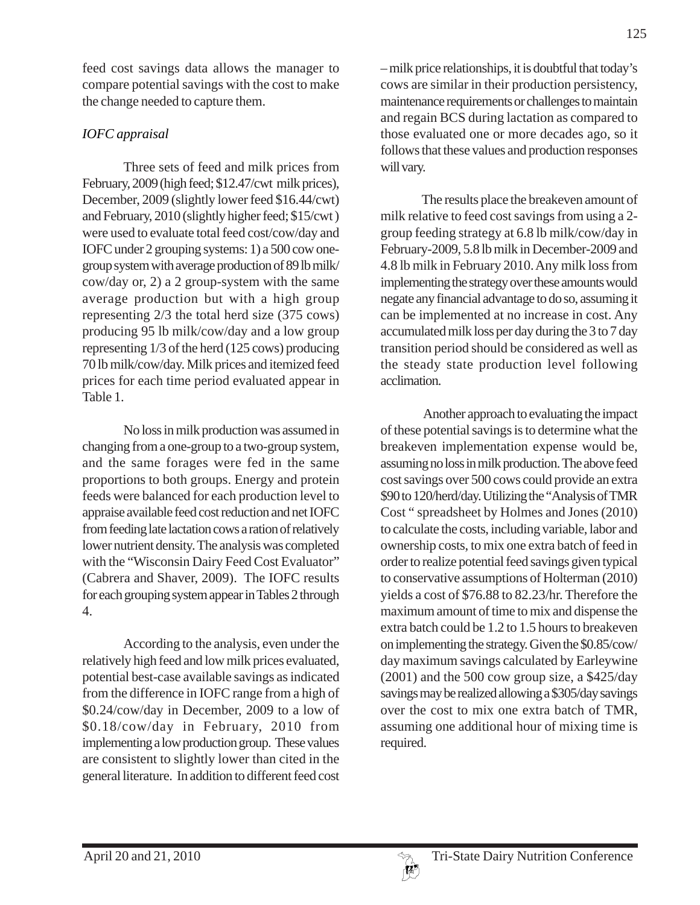feed cost savings data allows the manager to compare potential savings with the cost to make the change needed to capture them.

*IOFC appraisal*

Three sets of feed and milk prices from February, 2009 (high feed; $12.47/cwt milk prices), December, 2009 (slightly lower feed $16.44/cwt) and February, 2010 (slightly higher feed; $15/cwt ) were used to evaluate total feed cost/cow/day and IOFC under 2 grouping systems: 1) a 500 cow one-group system with average production of 89 lb milk/cow/day or, 2) a 2 group-system with the same average production but with a high group representing 2/3 the total herd size (375 cows) producing 95 lb milk/cow/day and a low group representing 1/3 of the herd (125 cows) producing 70 lb milk/cow/day. Milk prices and itemized feed prices for each time period evaluated appear in Table 1.

No loss in milk production was assumed in changing from a one-group to a two-group system, and the same forages were fed in the same proportions to both groups. Energy and protein feeds were balanced for each production level to appraise available feed cost reduction and net IOFC from feeding late lactation cows a ration of relatively lower nutrient density. The analysis was completed with the "Wisconsin Dairy Feed Cost Evaluator" (Cabrera and Shaver, 2009). The IOFC results for each grouping system appear in Tables 2 through 4.

According to the analysis, even under the relatively high feed and low milk prices evaluated, potential best-case available savings as indicated from the difference in IOFC range from a high of $0.24/cow/day in December, 2009 to a low of $0.18/cow/day in February, 2010 from implementing a low production group. These values are consistent to slightly lower than cited in the general literature. In addition to different feed cost – milk price relationships, it is doubtful that today's cows are similar in their production persistency, maintenance requirements or challenges to maintain and regain BCS during lactation as compared to those evaluated one or more decades ago, so it follows that these values and production responses will vary.

The results place the breakeven amount of milk relative to feed cost savings from using a 2-group feeding strategy at 6.8 lb milk/cow/day in February-2009, 5.8 lb milk in December-2009 and 4.8 lb milk in February 2010. Any milk loss from implementing the strategy over these amounts would negate any financial advantage to do so, assuming it can be implemented at no increase in cost. Any accumulated milk loss per day during the 3 to 7 day transition period should be considered as well as the steady state production level following acclimation.

Another approach to evaluating the impact of these potential savings is to determine what the breakeven implementation expense would be, assuming no loss in milk production. The above feed cost savings over 500 cows could provide an extra $90 to 120/herd/day. Utilizing the "Analysis of TMR Cost " spreadsheet by Holmes and Jones (2010) to calculate the costs, including variable, labor and ownership costs, to mix one extra batch of feed in order to realize potential feed savings given typical to conservative assumptions of Holterman (2010) yields a cost of $76.88 to 82.23/hr. Therefore the maximum amount of time to mix and dispense the extra batch could be 1.2 to 1.5 hours to breakeven on implementing the strategy. Given the $0.85/cow/day maximum savings calculated by Earleywine (2001) and the 500 cow group size, a $425/day savings may be realized allowing a $305/day savings over the cost to mix one extra batch of TMR, assuming one additional hour of mixing time is required.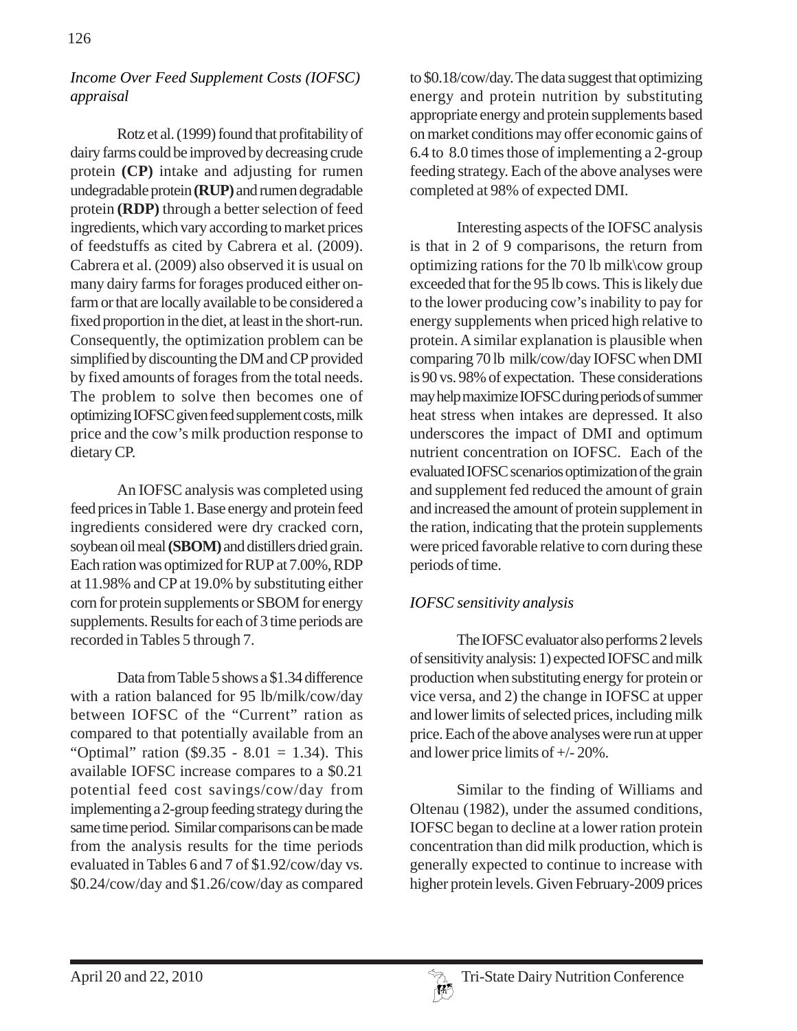*Income Over Feed Supplement Costs (IOFSC) appraisal*

Rotz et al. (1999) found that profitability of dairy farms could be improved by decreasing crude protein **(CP)** intake and adjusting for rumen undegradable protein **(RUP)** and rumen degradable protein **(RDP)** through a better selection of feed ingredients, which vary according to market prices of feedstuffs as cited by Cabrera et al. (2009). Cabrera et al. (2009) also observed it is usual on many dairy farms for forages produced either on-farm or that are locally available to be considered a fixed proportion in the diet, at least in the short-run. Consequently, the optimization problem can be simplified by discounting the DM and CP provided by fixed amounts of forages from the total needs. The problem to solve then becomes one of optimizing IOFSC given feed supplement costs, milk price and the cow's milk production response to dietary CP.

An IOFSC analysis was completed using feed prices in Table 1. Base energy and protein feed ingredients considered were dry cracked corn, soybean oil meal **(SBOM)** and distillers dried grain. Each ration was optimized for RUP at 7.00%, RDP at 11.98% and CP at 19.0% by substituting either corn for protein supplements or SBOM for energy supplements. Results for each of 3 time periods are recorded in Tables 5 through 7.

Data from Table 5 shows a $1.34 difference with a ration balanced for 95 lb/milk/cow/day between IOFSC of the "Current" ration as compared to that potentially available from an "Optimal" ration ($9.35 - 8.01 = 1.34). This available IOFSC increase compares to a $0.21 potential feed cost savings/cow/day from implementing a 2-group feeding strategy during the same time period. Similar comparisons can be made from the analysis results for the time periods evaluated in Tables 6 and 7 of $1.92/cow/day vs. $0.24/cow/day and $1.26/cow/day as compared to $0.18/cow/day. The data suggest that optimizing energy and protein nutrition by substituting appropriate energy and protein supplements based on market conditions may offer economic gains of 6.4 to 8.0 times those of implementing a 2-group feeding strategy. Each of the above analyses were completed at 98% of expected DMI.

Interesting aspects of the IOFSC analysis is that in 2 of 9 comparisons, the return from optimizing rations for the 70 lb milk\cow group exceeded that for the 95 lb cows. This is likely due to the lower producing cow's inability to pay for energy supplements when priced high relative to protein. A similar explanation is plausible when comparing 70 lb milk/cow/day IOFSC when DMI is 90 vs. 98% of expectation. These considerations may help maximize IOFSC during periods of summer heat stress when intakes are depressed. It also underscores the impact of DMI and optimum nutrient concentration on IOFSC. Each of the evaluated IOFSC scenarios optimization of the grain and supplement fed reduced the amount of grain and increased the amount of protein supplement in the ration, indicating that the protein supplements were priced favorable relative to corn during these periods of time.

*IOFSC sensitivity analysis*

The IOFSC evaluator also performs 2 levels of sensitivity analysis: 1) expected IOFSC and milk production when substituting energy for protein or vice versa, and 2) the change in IOFSC at upper and lower limits of selected prices, including milk price. Each of the above analyses were run at upper and lower price limits of +/- 20%.

Similar to the finding of Williams and Oltenau (1982), under the assumed conditions, IOFSC began to decline at a lower ration protein concentration than did milk production, which is generally expected to continue to increase with higher protein levels. Given February-2009 prices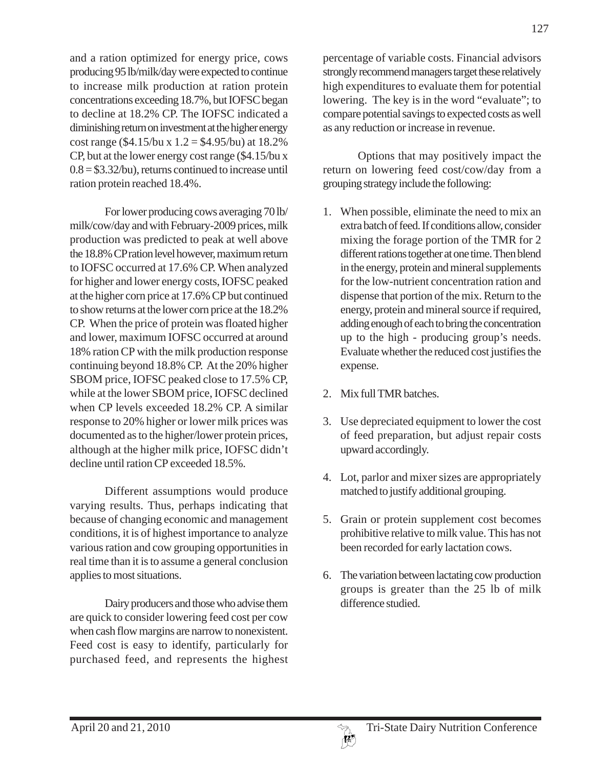and a ration optimized for energy price, cows producing 95 lb/milk/day were expected to continue to increase milk production at ration protein concentrations exceeding 18.7%, but IOFSC began to decline at 18.2% CP. The IOFSC indicated a diminishing return on investment at the higher energy cost range ($4.15/bu x 1.2 = $4.95/bu) at 18.2% CP, but at the lower energy cost range ($4.15/bu x 0.8 = $3.32/bu), returns continued to increase until ration protein reached 18.4%.

For lower producing cows averaging 70 lb/milk/cow/day and with February-2009 prices, milk production was predicted to peak at well above the 18.8% CP ration level however, maximum return to IOFSC occurred at 17.6% CP. When analyzed for higher and lower energy costs, IOFSC peaked at the higher corn price at 17.6% CP but continued to show returns at the lower corn price at the 18.2% CP. When the price of protein was floated higher and lower, maximum IOFSC occurred at around 18% ration CP with the milk production response continuing beyond 18.8% CP. At the 20% higher SBOM price, IOFSC peaked close to 17.5% CP, while at the lower SBOM price, IOFSC declined when CP levels exceeded 18.2% CP. A similar response to 20% higher or lower milk prices was documented as to the higher/lower protein prices, although at the higher milk price, IOFSC didn't decline until ration CP exceeded 18.5%.

Different assumptions would produce varying results. Thus, perhaps indicating that because of changing economic and management conditions, it is of highest importance to analyze various ration and cow grouping opportunities in real time than it is to assume a general conclusion applies to most situations.

Dairy producers and those who advise them are quick to consider lowering feed cost per cow when cash flow margins are narrow to nonexistent. Feed cost is easy to identify, particularly for purchased feed, and represents the highest percentage of variable costs. Financial advisors strongly recommend managers target these relatively high expenditures to evaluate them for potential lowering. The key is in the word "evaluate"; to compare potential savings to expected costs as well as any reduction or increase in revenue.

Options that may positively impact the return on lowering feed cost/cow/day from a grouping strategy include the following:

1. When possible, eliminate the need to mix an extra batch of feed. If conditions allow, consider mixing the forage portion of the TMR for 2 different rations together at one time. Then blend in the energy, protein and mineral supplements for the low-nutrient concentration ration and dispense that portion of the mix. Return to the energy, protein and mineral source if required, adding enough of each to bring the concentration up to the high - producing group's needs. Evaluate whether the reduced cost justifies the expense.
2. Mix full TMR batches.
3. Use depreciated equipment to lower the cost of feed preparation, but adjust repair costs upward accordingly.
4. Lot, parlor and mixer sizes are appropriately matched to justify additional grouping.
5. Grain or protein supplement cost becomes prohibitive relative to milk value. This has not been recorded for early lactation cows.
6. The variation between lactating cow production groups is greater than the 25 lb of milk difference studied.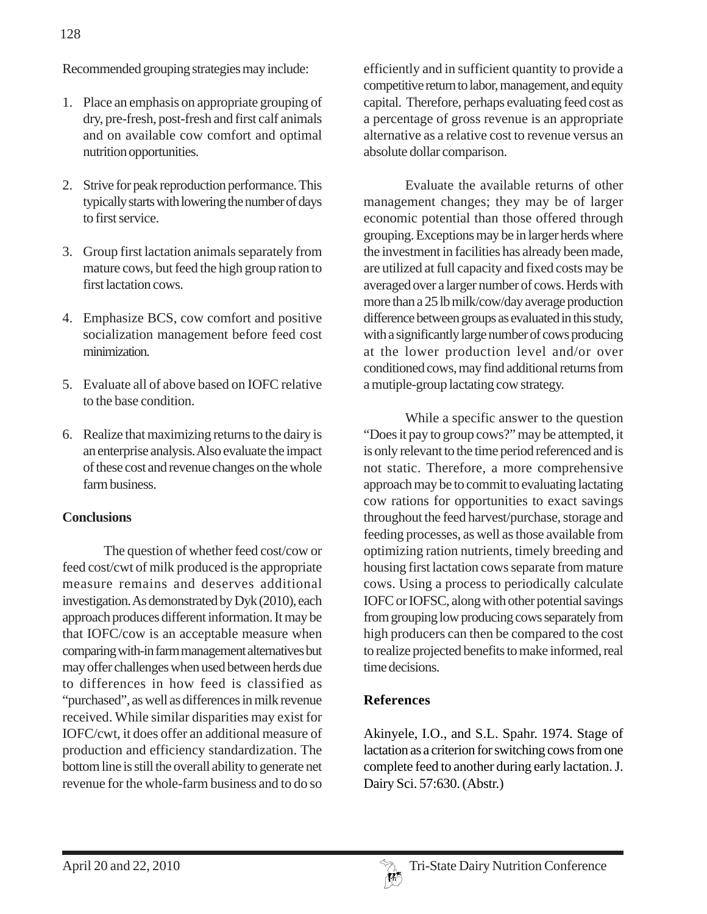Recommended grouping strategies may include:

1. Place an emphasis on appropriate grouping of dry, pre-fresh, post-fresh and first calf animals and on available cow comfort and optimal nutrition opportunities.

2. Strive for peak reproduction performance. This typically starts with lowering the number of days to first service.

3. Group first lactation animals separately from mature cows, but feed the high group ration to first lactation cows.

4. Emphasize BCS, cow comfort and positive socialization management before feed cost minimization.

5. Evaluate all of above based on IOFC relative to the base condition.

6. Realize that maximizing returns to the dairy is an enterprise analysis. Also evaluate the impact of these cost and revenue changes on the whole farm business.

## Conclusions

The question of whether feed cost/cow or feed cost/cwt of milk produced is the appropriate measure remains and deserves additional investigation. As demonstrated by Dyk (2010), each approach produces different information. It may be that IOFC/cow is an acceptable measure when comparing with-in farm management alternatives but may offer challenges when used between herds due to differences in how feed is classified as "purchased", as well as differences in milk revenue received. While similar disparities may exist for IOFC/cwt, it does offer an additional measure of production and efficiency standardization. The bottom line is still the overall ability to generate net revenue for the whole-farm business and to do so efficiently and in sufficient quantity to provide a competitive return to labor, management, and equity capital. Therefore, perhaps evaluating feed cost as a percentage of gross revenue is an appropriate alternative as a relative cost to revenue versus an absolute dollar comparison.

Evaluate the available returns of other management changes; they may be of larger economic potential than those offered through grouping. Exceptions may be in larger herds where the investment in facilities has already been made, are utilized at full capacity and fixed costs may be averaged over a larger number of cows. Herds with more than a 25 lb milk/cow/day average production difference between groups as evaluated in this study, with a significantly large number of cows producing at the lower production level and/or over conditioned cows, may find additional returns from a mutiple-group lactating cow strategy.

While a specific answer to the question "Does it pay to group cows?" may be attempted, it is only relevant to the time period referenced and is not static. Therefore, a more comprehensive approach may be to commit to evaluating lactating cow rations for opportunities to exact savings throughout the feed harvest/purchase, storage and feeding processes, as well as those available from optimizing ration nutrients, timely breeding and housing first lactation cows separate from mature cows. Using a process to periodically calculate IOFC or IOFSC, along with other potential savings from grouping low producing cows separately from high producers can then be compared to the cost to realize projected benefits to make informed, real time decisions.

## References

Akinyele, I.O., and S.L. Spahr. 1974. Stage of lactation as a criterion for switching cows from one complete feed to another during early lactation. J. Dairy Sci. 57:630. (Abstr.)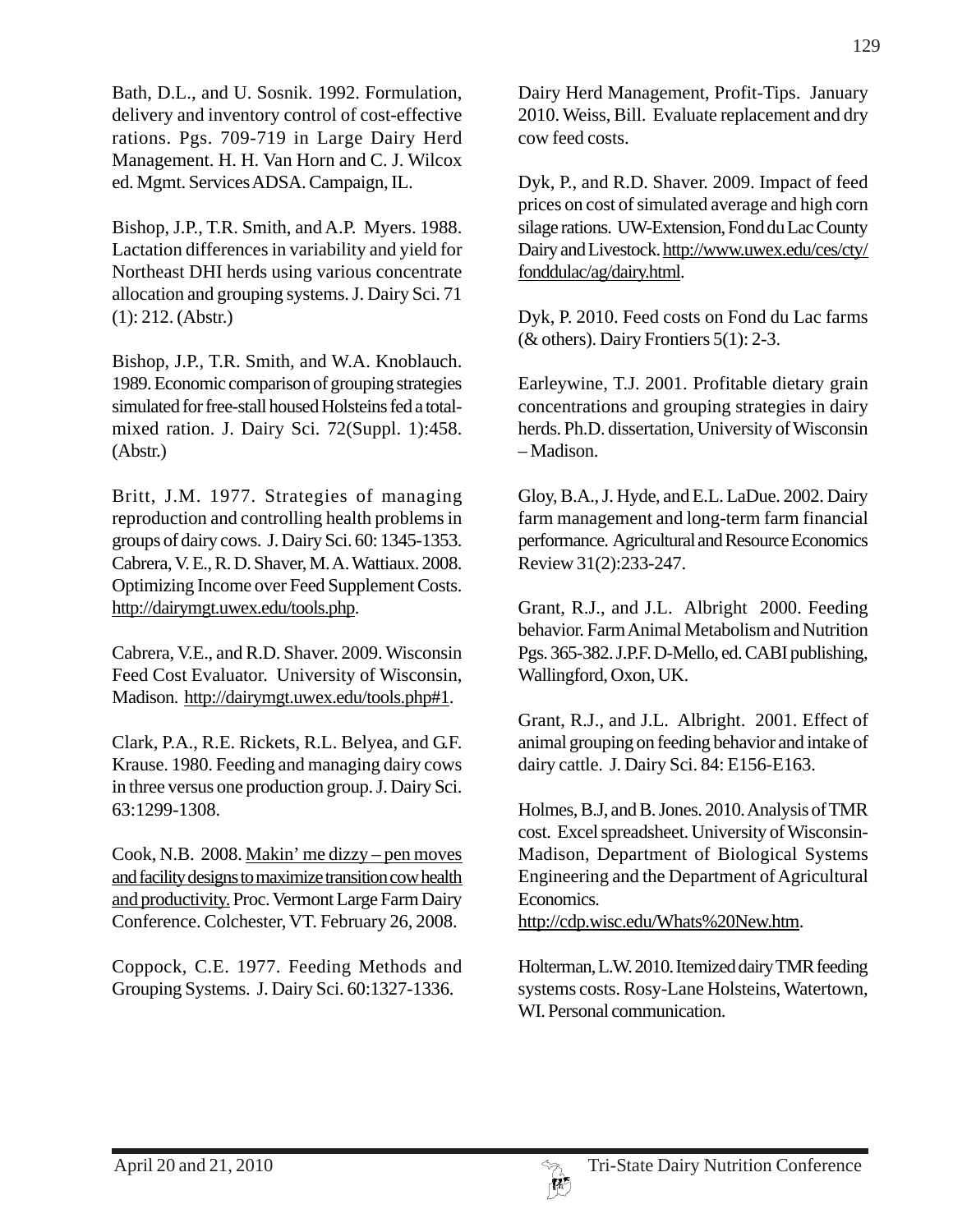Bath, D.L., and U. Sosnik. 1992. Formulation, delivery and inventory control of cost-effective rations. Pgs. 709-719 in Large Dairy Herd Management. H. H. Van Horn and C. J. Wilcox ed. Mgmt. Services ADSA. Campaign, IL.

Bishop, J.P., T.R. Smith, and A.P. Myers. 1988. Lactation differences in variability and yield for Northeast DHI herds using various concentrate allocation and grouping systems. J. Dairy Sci. 71 (1): 212. (Abstr.)

Bishop, J.P., T.R. Smith, and W.A. Knoblauch. 1989. Economic comparison of grouping strategies simulated for free-stall housed Holsteins fed a total-mixed ration. J. Dairy Sci. 72(Suppl. 1):458. (Abstr.)

Britt, J.M. 1977. Strategies of managing reproduction and controlling health problems in groups of dairy cows. J. Dairy Sci. 60: 1345-1353.

Cabrera, V. E., R. D. Shaver, M. A. Wattiaux. 2008. Optimizing Income over Feed Supplement Costs. http://dairymgt.uwex.edu/tools.php.

Cabrera, V.E., and R.D. Shaver. 2009. Wisconsin Feed Cost Evaluator. University of Wisconsin, Madison. http://dairymgt.uwex.edu/tools.php#1.

Clark, P.A., R.E. Rickets, R.L. Belyea, and G.F. Krause. 1980. Feeding and managing dairy cows in three versus one production group. J. Dairy Sci. 63:1299-1308.

Cook, N.B. 2008. Makin' me dizzy – pen moves and facility designs to maximize transition cow health and productivity. Proc. Vermont Large Farm Dairy Conference. Colchester, VT. February 26, 2008.

Coppock, C.E. 1977. Feeding Methods and Grouping Systems. J. Dairy Sci. 60:1327-1336.

Dairy Herd Management, Profit-Tips. January 2010. Weiss, Bill. Evaluate replacement and dry cow feed costs.

Dyk, P., and R.D. Shaver. 2009. Impact of feed prices on cost of simulated average and high corn silage rations. UW-Extension, Fond du Lac County Dairy and Livestock. http://www.uwex.edu/ces/cty/fonddulac/ag/dairy.html.

Dyk, P. 2010. Feed costs on Fond du Lac farms (& others). Dairy Frontiers 5(1): 2-3.

Earleywine, T.J. 2001. Profitable dietary grain concentrations and grouping strategies in dairy herds. Ph.D. dissertation, University of Wisconsin – Madison.

Gloy, B.A., J. Hyde, and E.L. LaDue. 2002. Dairy farm management and long-term farm financial performance. Agricultural and Resource Economics Review 31(2):233-247.

Grant, R.J., and J.L. Albright 2000. Feeding behavior. Farm Animal Metabolism and Nutrition Pgs. 365-382. J.P.F. D-Mello, ed. CABI publishing, Wallingford, Oxon, UK.

Grant, R.J., and J.L. Albright. 2001. Effect of animal grouping on feeding behavior and intake of dairy cattle. J. Dairy Sci. 84: E156-E163.

Holmes, B.J, and B. Jones. 2010. Analysis of TMR cost. Excel spreadsheet. University of Wisconsin-Madison, Department of Biological Systems Engineering and the Department of Agricultural Economics.
http://cdp.wisc.edu/Whats%20New.htm.

Holterman, L.W. 2010. Itemized dairy TMR feeding systems costs. Rosy-Lane Holsteins, Watertown, WI. Personal communication.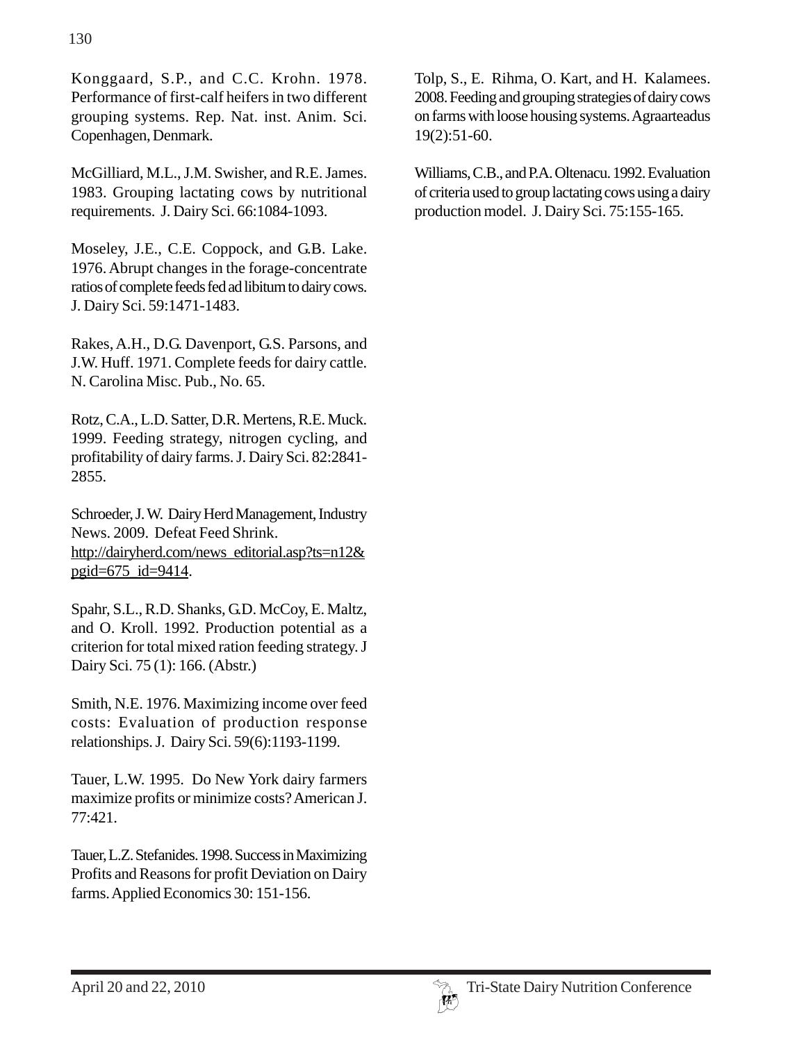Konggaard, S.P., and C.C. Krohn. 1978. Performance of first-calf heifers in two different grouping systems. Rep. Nat. inst. Anim. Sci. Copenhagen, Denmark.

McGilliard, M.L., J.M. Swisher, and R.E. James. 1983. Grouping lactating cows by nutritional requirements. J. Dairy Sci. 66:1084-1093.

Moseley, J.E., C.E. Coppock, and G.B. Lake. 1976. Abrupt changes in the forage-concentrate ratios of complete feeds fed ad libitum to dairy cows. J. Dairy Sci. 59:1471-1483.

Rakes, A.H., D.G. Davenport, G.S. Parsons, and J.W. Huff. 1971. Complete feeds for dairy cattle. N. Carolina Misc. Pub., No. 65.

Rotz, C.A., L.D. Satter, D.R. Mertens, R.E. Muck. 1999. Feeding strategy, nitrogen cycling, and profitability of dairy farms. J. Dairy Sci. 82:2841-2855.

Schroeder, J. W. Dairy Herd Management, Industry News. 2009. Defeat Feed Shrink. http://dairyherd.com/news_editorial.asp?ts=n12&pgid=675_id=9414.

Spahr, S.L., R.D. Shanks, G.D. McCoy, E. Maltz, and O. Kroll. 1992. Production potential as a criterion for total mixed ration feeding strategy. J Dairy Sci. 75 (1): 166. (Abstr.)

Smith, N.E. 1976. Maximizing income over feed costs: Evaluation of production response relationships. J. Dairy Sci. 59(6):1193-1199.

Tauer, L.W. 1995. Do New York dairy farmers maximize profits or minimize costs? American J. 77:421.

Tauer, L.Z. Stefanides. 1998. Success in Maximizing Profits and Reasons for profit Deviation on Dairy farms. Applied Economics 30: 151-156.

Tolp, S., E. Rihma, O. Kart, and H. Kalamees. 2008. Feeding and grouping strategies of dairy cows on farms with loose housing systems. Agraarteadus 19(2):51-60.

Williams, C.B., and P.A. Oltenacu. 1992. Evaluation of criteria used to group lactating cows using a dairy production model. J. Dairy Sci. 75:155-165.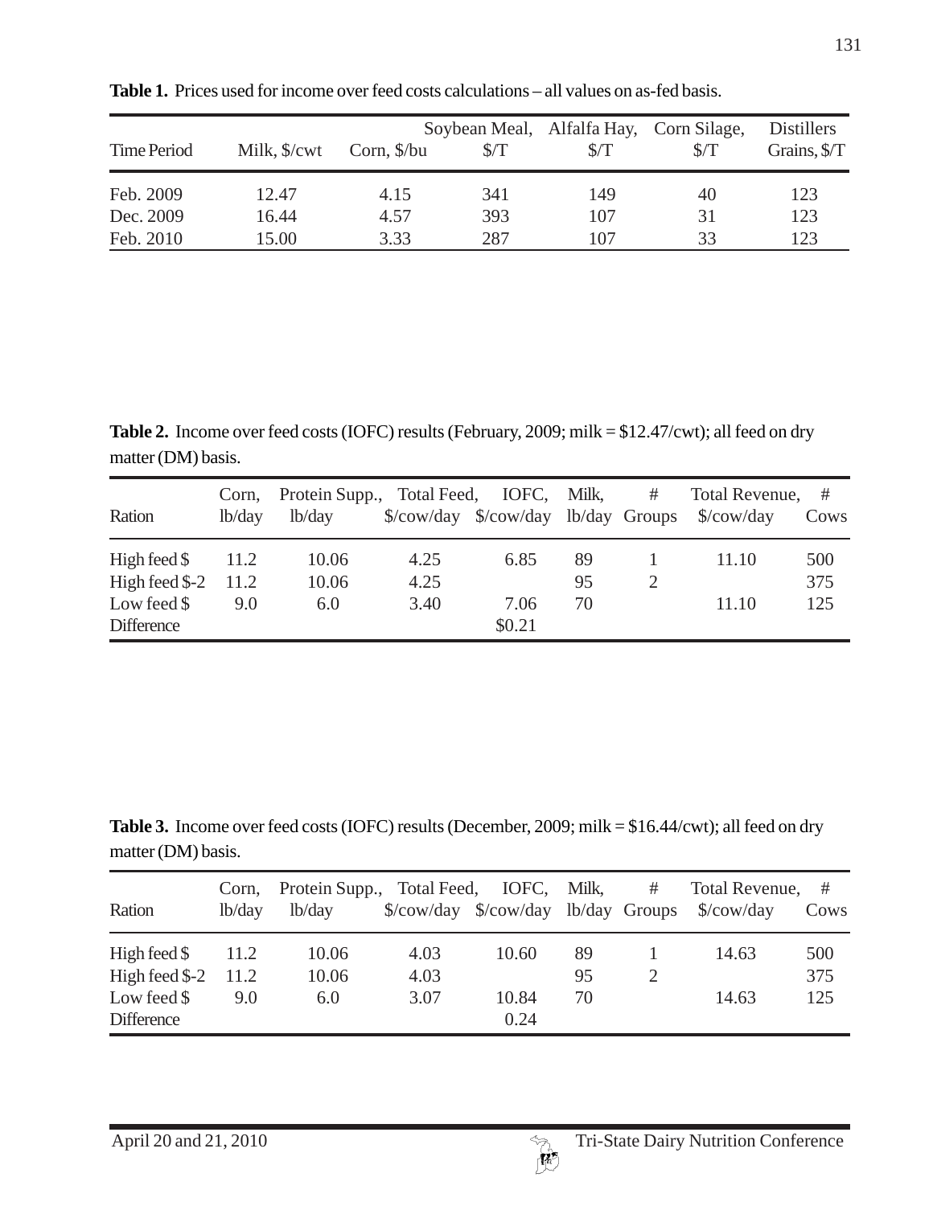**Table 1.** Prices used for income over feed costs calculations – all values on as-fed basis.

| Time Period | Milk, $/cwt | Corn, $/bu | Soybean Meal, $/T | Alfalfa Hay, $/T | Corn Silage, $/T | Distillers Grains, $/T |
|---|---|---|---|---|---|---|
| Feb. 2009 | 12.47 | 4.15 | 341 | 149 | 40 | 123 |
| Dec. 2009 | 16.44 | 4.57 | 393 | 107 | 31 | 123 |
| Feb. 2010 | 15.00 | 3.33 | 287 | 107 | 33 | 123 |

**Table 2.** Income over feed costs (IOFC) results (February, 2009; milk = $12.47/cwt); all feed on dry matter (DM) basis.

| Ration | Corn, lb/day | Protein Supp., lb/day | Total Feed, $/cow/day | IOFC, $/cow/day | Milk, lb/day | # Groups | Total Revenue, $/cow/day | # Cows |
|---|---|---|---|---|---|---|---|---|
| High feed $ | 11.2 | 10.06 | 4.25 | 6.85 | 89 | 1 | 11.10 | 500 |
| High feed $-2 | 11.2 | 10.06 | 4.25 | | 95 | 2 | | 375 |
| Low feed $ | 9.0 | 6.0 | 3.40 | 7.06 | 70 | | 11.10 | 125 |
| Difference | | | | $0.21 | | | | |

**Table 3.** Income over feed costs (IOFC) results (December, 2009; milk = $16.44/cwt); all feed on dry matter (DM) basis.

| Ration | Corn, lb/day | Protein Supp., lb/day | Total Feed, $/cow/day | IOFC, $/cow/day | Milk, lb/day | # Groups | Total Revenue, $/cow/day | # Cows |
|---|---|---|---|---|---|---|---|---|
| High feed $ | 11.2 | 10.06 | 4.03 | 10.60 | 89 | 1 | 14.63 | 500 |
| High feed $-2 | 11.2 | 10.06 | 4.03 | | 95 | 2 | | 375 |
| Low feed $ | 9.0 | 6.0 | 3.07 | 10.84 | 70 | | 14.63 | 125 |
| Difference | | | | 0.24 | | | | |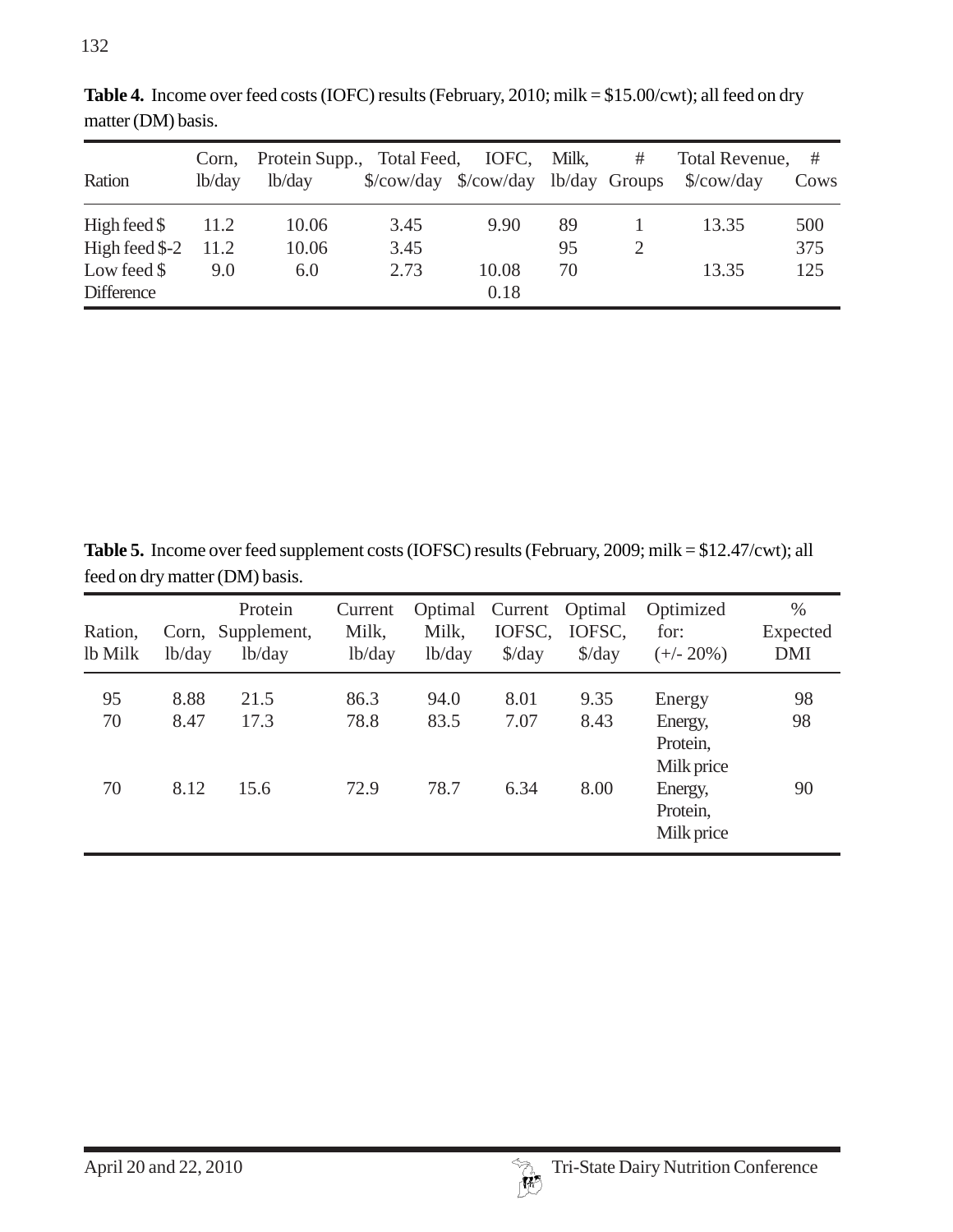**Table 4.** Income over feed costs (IOFC) results (February, 2010; milk = $15.00/cwt); all feed on dry matter (DM) basis.

| Ration | Corn, lb/day | Protein Supp., lb/day | Total Feed, $/cow/day | IOFC, $/cow/day | Milk, lb/day | # Groups | Total Revenue, $/cow/day | # Cows |
|---|---|---|---|---|---|---|---|---|
| High feed $ | 11.2 | 10.06 | 3.45 | 9.90 | 89 | 1 | 13.35 | 500 |
| High feed $-2 | 11.2 | 10.06 | 3.45 | | 95 | 2 | | 375 |
| Low feed $ | 9.0 | 6.0 | 2.73 | 10.08 | 70 | | 13.35 | 125 |
| Difference | | | | 0.18 | | | | |

**Table 5.** Income over feed supplement costs (IOFSC) results (February, 2009; milk = $12.47/cwt); all feed on dry matter (DM) basis.

| Ration, lb Milk | Corn, lb/day | Protein Supplement, lb/day | Current Milk, lb/day | Optimal Milk, lb/day | Current IOFSC, $/day | Optimal IOFSC, $/day | Optimized for: (+/- 20%) | % Expected DMI |
|---|---|---|---|---|---|---|---|---|
| 95 | 8.88 | 21.5 | 86.3 | 94.0 | 8.01 | 9.35 | Energy | 98 |
| 70 | 8.47 | 17.3 | 78.8 | 83.5 | 7.07 | 8.43 | Energy, Protein, Milk price | 98 |
| 70 | 8.12 | 15.6 | 72.9 | 78.7 | 6.34 | 8.00 | Energy, Protein, Milk price | 90 |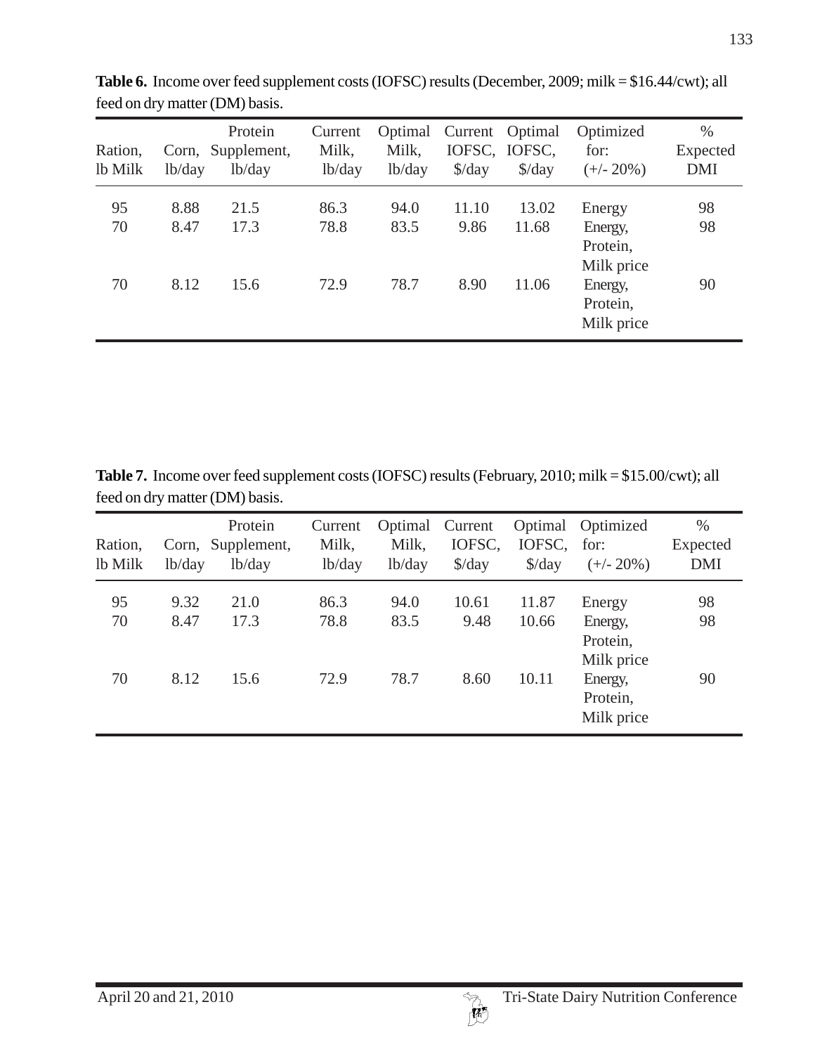**Table 6.** Income over feed supplement costs (IOFSC) results (December, 2009; milk = $16.44/cwt); all feed on dry matter (DM) basis.

| Ration, lb Milk | Corn, lb/day | Protein Supplement, lb/day | Current Milk, lb/day | Optimal Milk, lb/day | Current IOFSC, $/day | Optimal IOFSC, $/day | Optimized for: (+/- 20%) | % Expected DMI |
|---|---|---|---|---|---|---|---|---|
| 95 | 8.88 | 21.5 | 86.3 | 94.0 | 11.10 | 13.02 | Energy | 98 |
| 70 | 8.47 | 17.3 | 78.8 | 83.5 | 9.86 | 11.68 | Energy, Protein, Milk price | 98 |
| 70 | 8.12 | 15.6 | 72.9 | 78.7 | 8.90 | 11.06 | Energy, Protein, Milk price | 90 |

**Table 7.** Income over feed supplement costs (IOFSC) results (February, 2010; milk = $15.00/cwt); all feed on dry matter (DM) basis.

| Ration, lb Milk | Corn, lb/day | Protein Supplement, lb/day | Current Milk, lb/day | Optimal Milk, lb/day | Current IOFSC, $/day | Optimal IOFSC, $/day | Optimized for: (+/- 20%) | % Expected DMI |
|---|---|---|---|---|---|---|---|---|
| 95 | 9.32 | 21.0 | 86.3 | 94.0 | 10.61 | 11.87 | Energy | 98 |
| 70 | 8.47 | 17.3 | 78.8 | 83.5 | 9.48 | 10.66 | Energy, Protein, Milk price | 98 |
| 70 | 8.12 | 15.6 | 72.9 | 78.7 | 8.60 | 10.11 | Energy, Protein, Milk price | 90 |